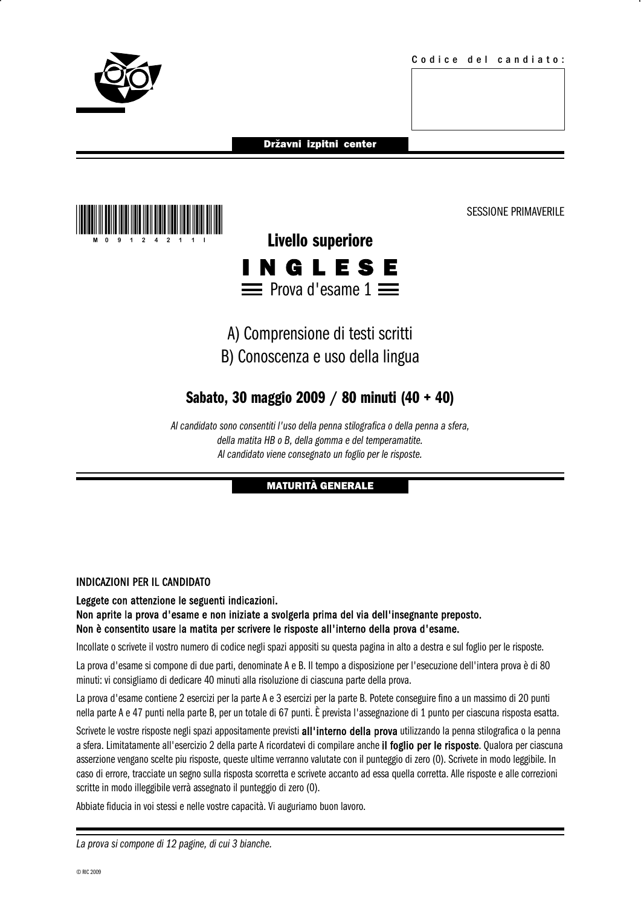Codice del candiato:

Državni izpitni center

M 0 9 1 2 4 2 1 1 I

SESSIONE PRIMAVERILE

**Livello superiore**

# INGLESE

## Prova d'esame 1

A) Comprensione di testi scritti

B) Conoscenza e uso della lingua

**Sabato, 30 maggio 2009 / 80 minuti (40 + 40)**

*Al candidato sono consentiti l'uso della penna stilografica o della penna a sfera, della matita HB o B, della gomma e del temperamatite. Al candidato viene consegnato un foglio per le risposte.*

**MATURITÀ GENERALE**

INDICAZIONI PER IL CANDIDATO

**Leggete con attenzione le seguenti indicazioni.**
**Non aprite la prova d'esame e non iniziate a svolgerla prima del via dell'insegnante preposto.**
**Non è consentito usare la matita per scrivere le risposte all'interno della prova d'esame.**

Incollate o scrivete il vostro numero di codice negli spazi appositi su questa pagina in alto a destra e sul foglio per le risposte.

La prova d'esame si compone di due parti, denominate A e B. Il tempo a disposizione per l'esecuzione dell'intera prova è di 80 minuti: vi consigliamo di dedicare 40 minuti alla risoluzione di ciascuna parte della prova.

La prova d'esame contiene 2 esercizi per la parte A e 3 esercizi per la parte B. Potete conseguire fino a un massimo di 20 punti nella parte A e 47 punti nella parte B, per un totale di 67 punti. È prevista l'assegnazione di 1 punto per ciascuna risposta esatta.

Scrivete le vostre risposte negli spazi appositamente previsti **all'interno della prova** utilizzando la penna stilografica o la penna a sfera. Limitatamente all'esercizio 2 della parte A ricordatevi di compilare anche **il foglio per le risposte**. Qualora per ciascuna asserzione vengano scelte piu risposte, queste ultime verranno valutate con il punteggio di zero (0). Scrivete in modo leggibile. In caso di errore, tracciate un segno sulla risposta scorretta e scrivete accanto ad essa quella corretta. Alle risposte e alle correzioni scritte in modo illeggibile verrà assegnato il punteggio di zero (0).

Abbiate fiducia in voi stessi e nelle vostre capacità. Vi auguriamo buon lavoro.

*La prova si compone di 12 pagine, di cui 3 bianche.*

© RIC 2009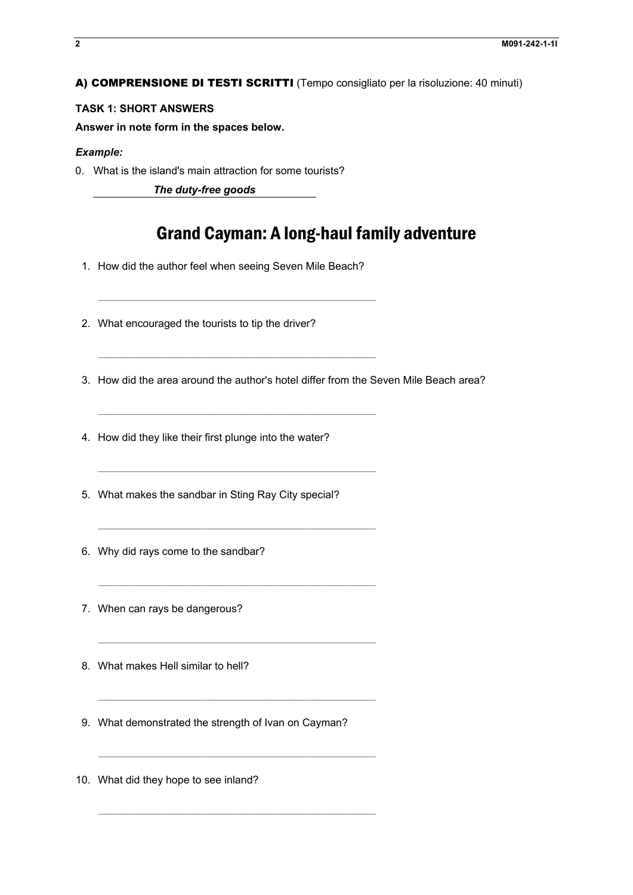**A) COMPRENSIONE DI TESTI SCRITTI** (Tempo consigliato per la risoluzione: 40 minuti)

**TASK 1: SHORT ANSWERS**

**Answer in note form in the spaces below.**

***Example:***

0. What is the island's main attraction for some tourists?

   ***The duty-free goods***

# Grand Cayman: A long-haul family adventure

1. How did the author feel when seeing Seven Mile Beach?

   _______________________________________________

2. What encouraged the tourists to tip the driver?

   _______________________________________________

3. How did the area around the author's hotel differ from the Seven Mile Beach area?

   _______________________________________________

4. How did they like their first plunge into the water?

   _______________________________________________

5. What makes the sandbar in Sting Ray City special?

   _______________________________________________

6. Why did rays come to the sandbar?

   _______________________________________________

7. When can rays be dangerous?

   _______________________________________________

8. What makes Hell similar to hell?

   _______________________________________________

9. What demonstrated the strength of Ivan on Cayman?

   _______________________________________________

10. What did they hope to see inland?

    _______________________________________________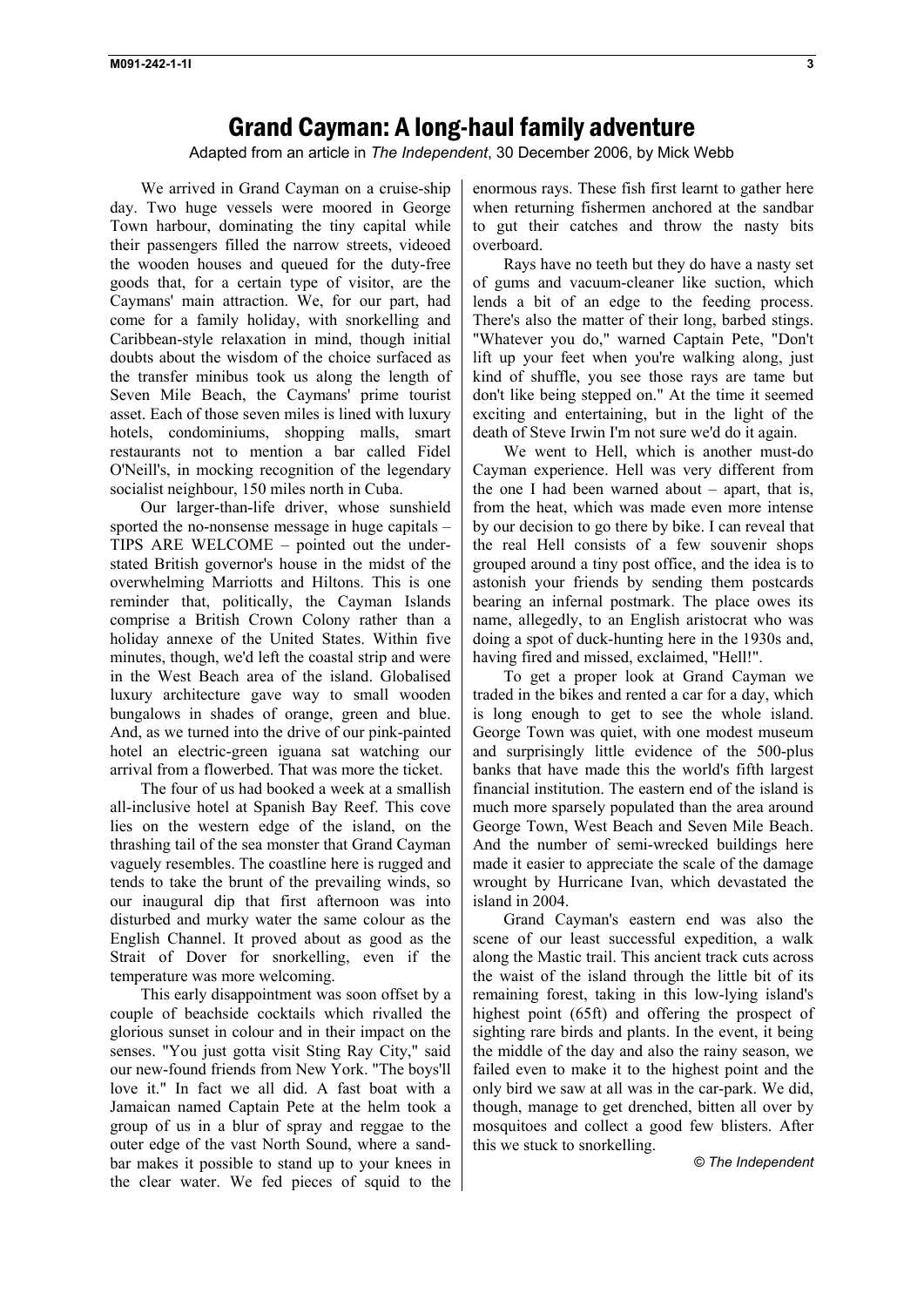# Grand Cayman: A long-haul family adventure

Adapted from an article in *The Independent*, 30 December 2006, by Mick Webb

We arrived in Grand Cayman on a cruise-ship day. Two huge vessels were moored in George Town harbour, dominating the tiny capital while their passengers filled the narrow streets, videoed the wooden houses and queued for the duty-free goods that, for a certain type of visitor, are the Caymans' main attraction. We, for our part, had come for a family holiday, with snorkelling and Caribbean-style relaxation in mind, though initial doubts about the wisdom of the choice surfaced as the transfer minibus took us along the length of Seven Mile Beach, the Caymans' prime tourist asset. Each of those seven miles is lined with luxury hotels, condominiums, shopping malls, smart restaurants not to mention a bar called Fidel O'Neill's, in mocking recognition of the legendary socialist neighbour, 150 miles north in Cuba.

Our larger-than-life driver, whose sunshield sported the no-nonsense message in huge capitals – TIPS ARE WELCOME – pointed out the under-stated British governor's house in the midst of the overwhelming Marriotts and Hiltons. This is one reminder that, politically, the Cayman Islands comprise a British Crown Colony rather than a holiday annexe of the United States. Within five minutes, though, we'd left the coastal strip and were in the West Beach area of the island. Globalised luxury architecture gave way to small wooden bungalows in shades of orange, green and blue. And, as we turned into the drive of our pink-painted hotel an electric-green iguana sat watching our arrival from a flowerbed. That was more the ticket.

The four of us had booked a week at a smallish all-inclusive hotel at Spanish Bay Reef. This cove lies on the western edge of the island, on the thrashing tail of the sea monster that Grand Cayman vaguely resembles. The coastline here is rugged and tends to take the brunt of the prevailing winds, so our inaugural dip that first afternoon was into disturbed and murky water the same colour as the English Channel. It proved about as good as the Strait of Dover for snorkelling, even if the temperature was more welcoming.

This early disappointment was soon offset by a couple of beachside cocktails which rivalled the glorious sunset in colour and in their impact on the senses. "You just gotta visit Sting Ray City," said our new-found friends from New York. "The boys'll love it." In fact we all did. A fast boat with a Jamaican named Captain Pete at the helm took a group of us in a blur of spray and reggae to the outer edge of the vast North Sound, where a sand-bar makes it possible to stand up to your knees in the clear water. We fed pieces of squid to the enormous rays. These fish first learnt to gather here when returning fishermen anchored at the sandbar to gut their catches and throw the nasty bits overboard.

Rays have no teeth but they do have a nasty set of gums and vacuum-cleaner like suction, which lends a bit of an edge to the feeding process. There's also the matter of their long, barbed stings. "Whatever you do," warned Captain Pete, "Don't lift up your feet when you're walking along, just kind of shuffle, you see those rays are tame but don't like being stepped on." At the time it seemed exciting and entertaining, but in the light of the death of Steve Irwin I'm not sure we'd do it again.

We went to Hell, which is another must-do Cayman experience. Hell was very different from the one I had been warned about – apart, that is, from the heat, which was made even more intense by our decision to go there by bike. I can reveal that the real Hell consists of a few souvenir shops grouped around a tiny post office, and the idea is to astonish your friends by sending them postcards bearing an infernal postmark. The place owes its name, allegedly, to an English aristocrat who was doing a spot of duck-hunting here in the 1930s and, having fired and missed, exclaimed, "Hell!".

To get a proper look at Grand Cayman we traded in the bikes and rented a car for a day, which is long enough to get to see the whole island. George Town was quiet, with one modest museum and surprisingly little evidence of the 500-plus banks that have made this the world's fifth largest financial institution. The eastern end of the island is much more sparsely populated than the area around George Town, West Beach and Seven Mile Beach. And the number of semi-wrecked buildings here made it easier to appreciate the scale of the damage wrought by Hurricane Ivan, which devastated the island in 2004.

Grand Cayman's eastern end was also the scene of our least successful expedition, a walk along the Mastic trail. This ancient track cuts across the waist of the island through the little bit of its remaining forest, taking in this low-lying island's highest point (65ft) and offering the prospect of sighting rare birds and plants. In the event, it being the middle of the day and also the rainy season, we failed even to make it to the highest point and the only bird we saw at all was in the car-park. We did, though, manage to get drenched, bitten all over by mosquitoes and collect a good few blisters. After this we stuck to snorkelling.

*© The Independent*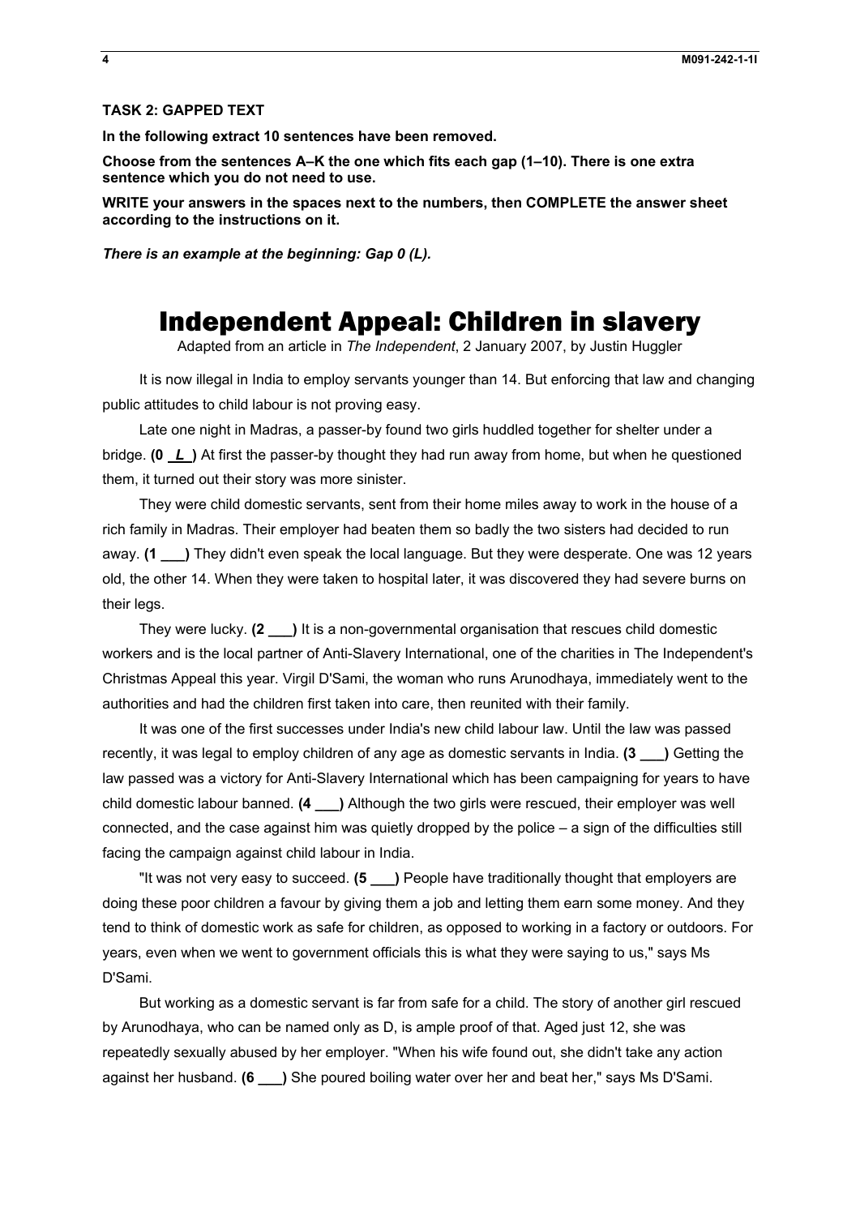**TASK 2: GAPPED TEXT**

**In the following extract 10 sentences have been removed.**

**Choose from the sentences A–K the one which fits each gap (1–10). There is one extra sentence which you do not need to use.**

**WRITE your answers in the spaces next to the numbers, then COMPLETE the answer sheet according to the instructions on it.**

***There is an example at the beginning: Gap 0 (L).***

# Independent Appeal: Children in slavery

Adapted from an article in *The Independent*, 2 January 2007, by Justin Huggler

It is now illegal in India to employ servants younger than 14. But enforcing that law and changing public attitudes to child labour is not proving easy.

Late one night in Madras, a passer-by found two girls huddled together for shelter under a bridge. **(0 _L_)** At first the passer-by thought they had run away from home, but when he questioned them, it turned out their story was more sinister.

They were child domestic servants, sent from their home miles away to work in the house of a rich family in Madras. Their employer had beaten them so badly the two sisters had decided to run away. **(1 ___)** They didn't even speak the local language. But they were desperate. One was 12 years old, the other 14. When they were taken to hospital later, it was discovered they had severe burns on their legs.

They were lucky. **(2 ___)** It is a non-governmental organisation that rescues child domestic workers and is the local partner of Anti-Slavery International, one of the charities in The Independent's Christmas Appeal this year. Virgil D'Sami, the woman who runs Arunodhaya, immediately went to the authorities and had the children first taken into care, then reunited with their family.

It was one of the first successes under India's new child labour law. Until the law was passed recently, it was legal to employ children of any age as domestic servants in India. **(3 ___)** Getting the law passed was a victory for Anti-Slavery International which has been campaigning for years to have child domestic labour banned. **(4 ___)** Although the two girls were rescued, their employer was well connected, and the case against him was quietly dropped by the police – a sign of the difficulties still facing the campaign against child labour in India.

"It was not very easy to succeed. **(5 ___)** People have traditionally thought that employers are doing these poor children a favour by giving them a job and letting them earn some money. And they tend to think of domestic work as safe for children, as opposed to working in a factory or outdoors. For years, even when we went to government officials this is what they were saying to us," says Ms D'Sami.

But working as a domestic servant is far from safe for a child. The story of another girl rescued by Arunodhaya, who can be named only as D, is ample proof of that. Aged just 12, she was repeatedly sexually abused by her employer. "When his wife found out, she didn't take any action against her husband. **(6 ___)** She poured boiling water over her and beat her," says Ms D'Sami.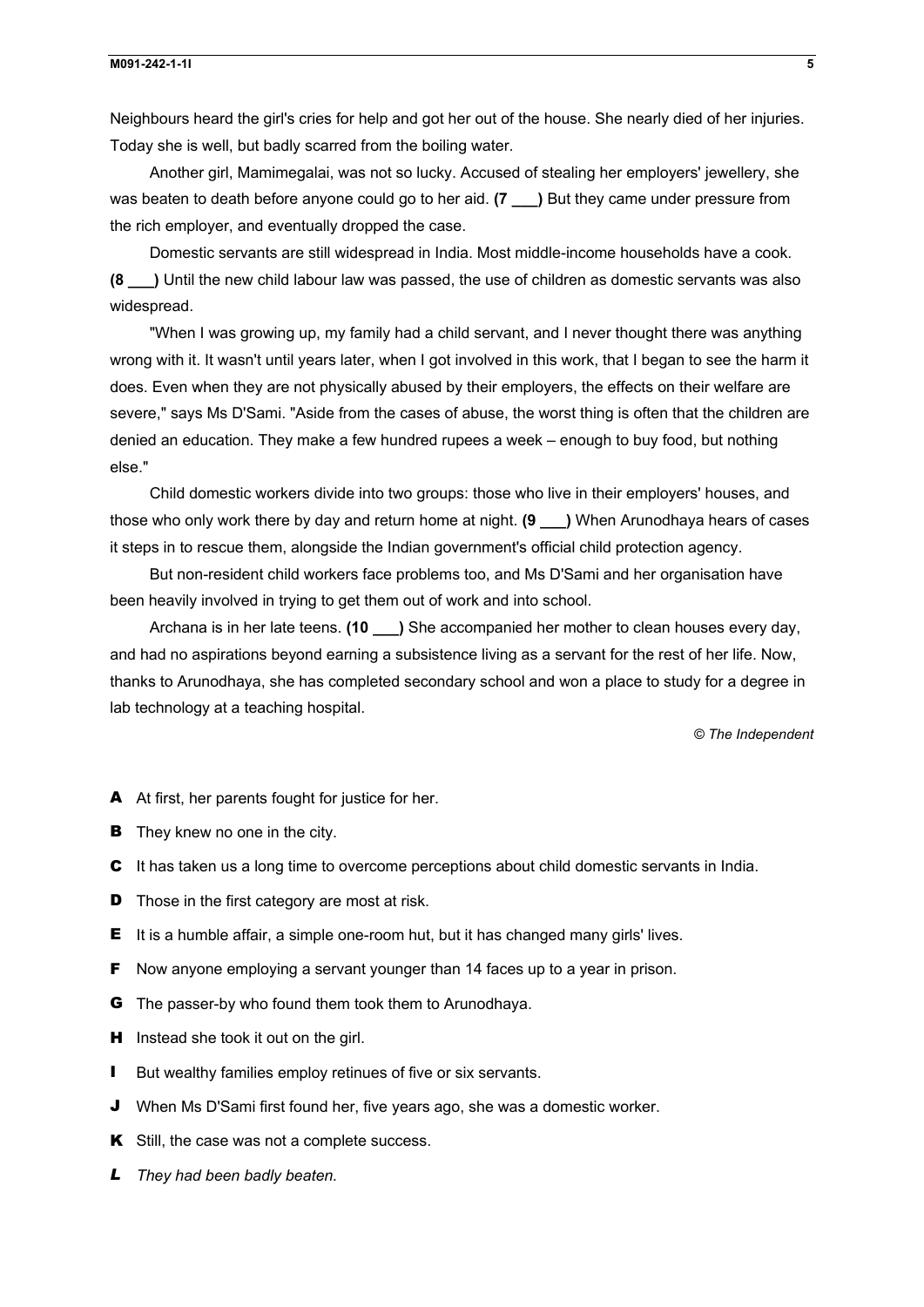Neighbours heard the girl's cries for help and got her out of the house. She nearly died of her injuries. Today she is well, but badly scarred from the boiling water.

Another girl, Mamimegalai, was not so lucky. Accused of stealing her employers' jewellery, she was beaten to death before anyone could go to her aid. **(7 ___)** But they came under pressure from the rich employer, and eventually dropped the case.

Domestic servants are still widespread in India. Most middle-income households have a cook. **(8 ___)** Until the new child labour law was passed, the use of children as domestic servants was also widespread.

"When I was growing up, my family had a child servant, and I never thought there was anything wrong with it. It wasn't until years later, when I got involved in this work, that I began to see the harm it does. Even when they are not physically abused by their employers, the effects on their welfare are severe," says Ms D'Sami. "Aside from the cases of abuse, the worst thing is often that the children are denied an education. They make a few hundred rupees a week – enough to buy food, but nothing else."

Child domestic workers divide into two groups: those who live in their employers' houses, and those who only work there by day and return home at night. **(9 ___)** When Arunodhaya hears of cases it steps in to rescue them, alongside the Indian government's official child protection agency.

But non-resident child workers face problems too, and Ms D'Sami and her organisation have been heavily involved in trying to get them out of work and into school.

Archana is in her late teens. **(10 ___)** She accompanied her mother to clean houses every day, and had no aspirations beyond earning a subsistence living as a servant for the rest of her life. Now, thanks to Arunodhaya, she has completed secondary school and won a place to study for a degree in lab technology at a teaching hospital.

*© The Independent*

**A** At first, her parents fought for justice for her.

**B** They knew no one in the city.

**C** It has taken us a long time to overcome perceptions about child domestic servants in India.

**D** Those in the first category are most at risk.

**E** It is a humble affair, a simple one-room hut, but it has changed many girls' lives.

**F** Now anyone employing a servant younger than 14 faces up to a year in prison.

**G** The passer-by who found them took them to Arunodhaya.

**H** Instead she took it out on the girl.

**I** But wealthy families employ retinues of five or six servants.

**J** When Ms D'Sami first found her, five years ago, she was a domestic worker.

**K** Still, the case was not a complete success.

***L*** *They had been badly beaten.*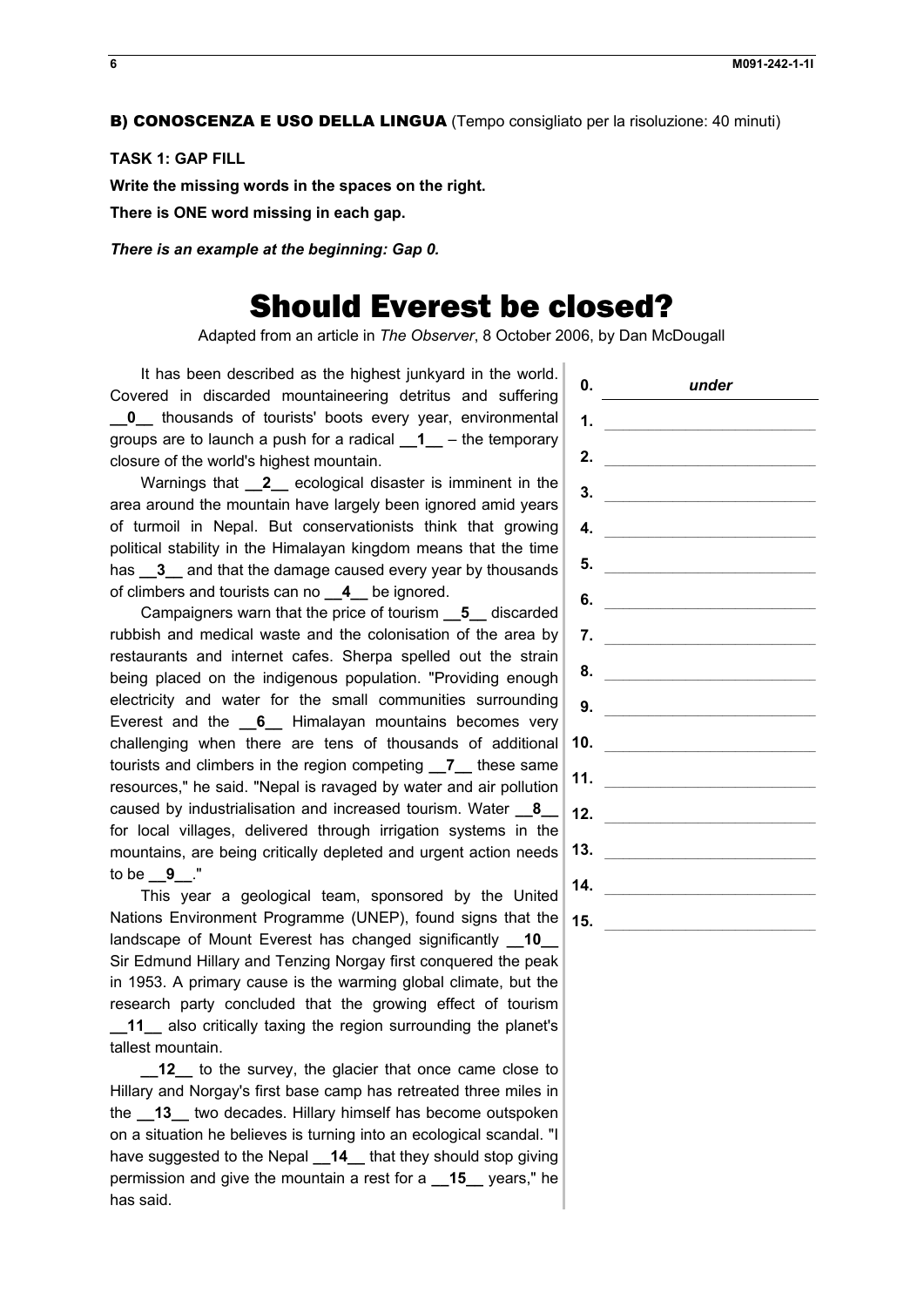**B) CONOSCENZA E USO DELLA LINGUA** (Tempo consigliato per la risoluzione: 40 minuti)

**TASK 1: GAP FILL**

**Write the missing words in the spaces on the right.**

**There is ONE word missing in each gap.**

***There is an example at the beginning: Gap 0.***

# Should Everest be closed?

Adapted from an article in *The Observer*, 8 October 2006, by Dan McDougall

It has been described as the highest junkyard in the world. Covered in discarded mountaineering detritus and suffering __**0**__ thousands of tourists' boots every year, environmental groups are to launch a push for a radical __**1**__ – the temporary closure of the world's highest mountain.

Warnings that __**2**__ ecological disaster is imminent in the area around the mountain have largely been ignored amid years of turmoil in Nepal. But conservationists think that growing political stability in the Himalayan kingdom means that the time has __**3**__ and that the damage caused every year by thousands of climbers and tourists can no __**4**__ be ignored.

Campaigners warn that the price of tourism __**5**__ discarded rubbish and medical waste and the colonisation of the area by restaurants and internet cafes. Sherpa spelled out the strain being placed on the indigenous population. "Providing enough electricity and water for the small communities surrounding Everest and the __**6**__ Himalayan mountains becomes very challenging when there are tens of thousands of additional tourists and climbers in the region competing __**7**__ these same resources," he said. "Nepal is ravaged by water and air pollution caused by industrialisation and increased tourism. Water __**8**__ for local villages, delivered through irrigation systems in the mountains, are being critically depleted and urgent action needs to be __**9**__."

This year a geological team, sponsored by the United Nations Environment Programme (UNEP), found signs that the landscape of Mount Everest has changed significantly __**10**__ Sir Edmund Hillary and Tenzing Norgay first conquered the peak in 1953. A primary cause is the warming global climate, but the research party concluded that the growing effect of tourism __**11**__ also critically taxing the region surrounding the planet's tallest mountain.

__**12**__ to the survey, the glacier that once came close to Hillary and Norgay's first base camp has retreated three miles in the __**13**__ two decades. Hillary himself has become outspoken on a situation he believes is turning into an ecological scandal. "I have suggested to the Nepal __**14**__ that they should stop giving permission and give the mountain a rest for a __**15**__ years," he has said.

**0.** *under*
**1.** ____________
**2.** ____________
**3.** ____________
**4.** ____________
**5.** ____________
**6.** ____________
**7.** ____________
**8.** ____________
**9.** ____________
**10.** ____________
**11.** ____________
**12.** ____________
**13.** ____________
**14.** ____________
**15.** ____________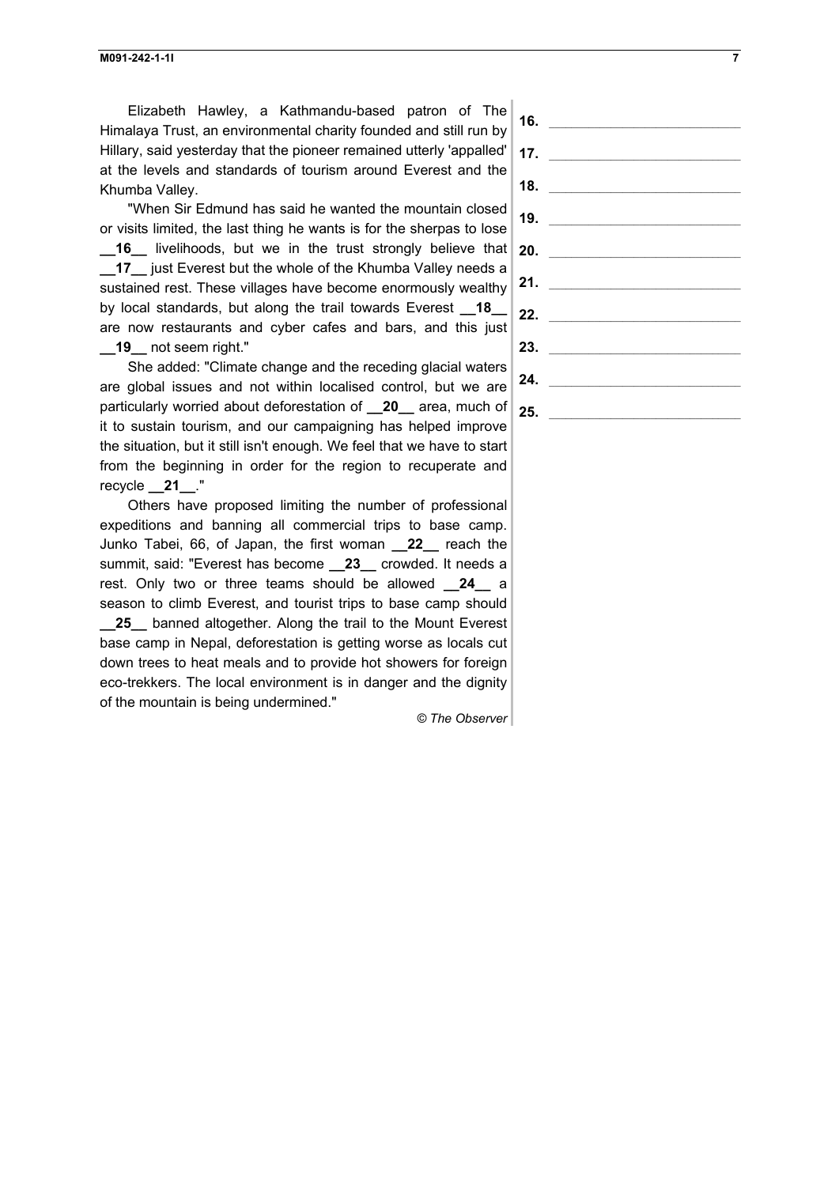Elizabeth Hawley, a Kathmandu-based patron of The Himalaya Trust, an environmental charity founded and still run by Hillary, said yesterday that the pioneer remained utterly 'appalled' at the levels and standards of tourism around Everest and the Khumba Valley.

"When Sir Edmund has said he wanted the mountain closed or visits limited, the last thing he wants is for the sherpas to lose **__16__** livelihoods, but we in the trust strongly believe that **__17__** just Everest but the whole of the Khumba Valley needs a sustained rest. These villages have become enormously wealthy by local standards, but along the trail towards Everest **__18__** are now restaurants and cyber cafes and bars, and this just **__19__** not seem right."

She added: "Climate change and the receding glacial waters are global issues and not within localised control, but we are particularly worried about deforestation of **__20__** area, much of it to sustain tourism, and our campaigning has helped improve the situation, but it still isn't enough. We feel that we have to start from the beginning in order for the region to recuperate and recycle **__21__**."

Others have proposed limiting the number of professional expeditions and banning all commercial trips to base camp. Junko Tabei, 66, of Japan, the first woman **__22__** reach the summit, said: "Everest has become **__23__** crowded. It needs a rest. Only two or three teams should be allowed **__24__** a season to climb Everest, and tourist trips to base camp should **__25__** banned altogether. Along the trail to the Mount Everest base camp in Nepal, deforestation is getting worse as locals cut down trees to heat meals and to provide hot showers for foreign eco-trekkers. The local environment is in danger and the dignity of the mountain is being undermined."

*© The Observer*

**16.** ______________________

**17.** ______________________

**18.** ______________________

**19.** ______________________

**20.** ______________________

**21.** ______________________

**22.** ______________________

**23.** ______________________

**24.** ______________________

**25.** ______________________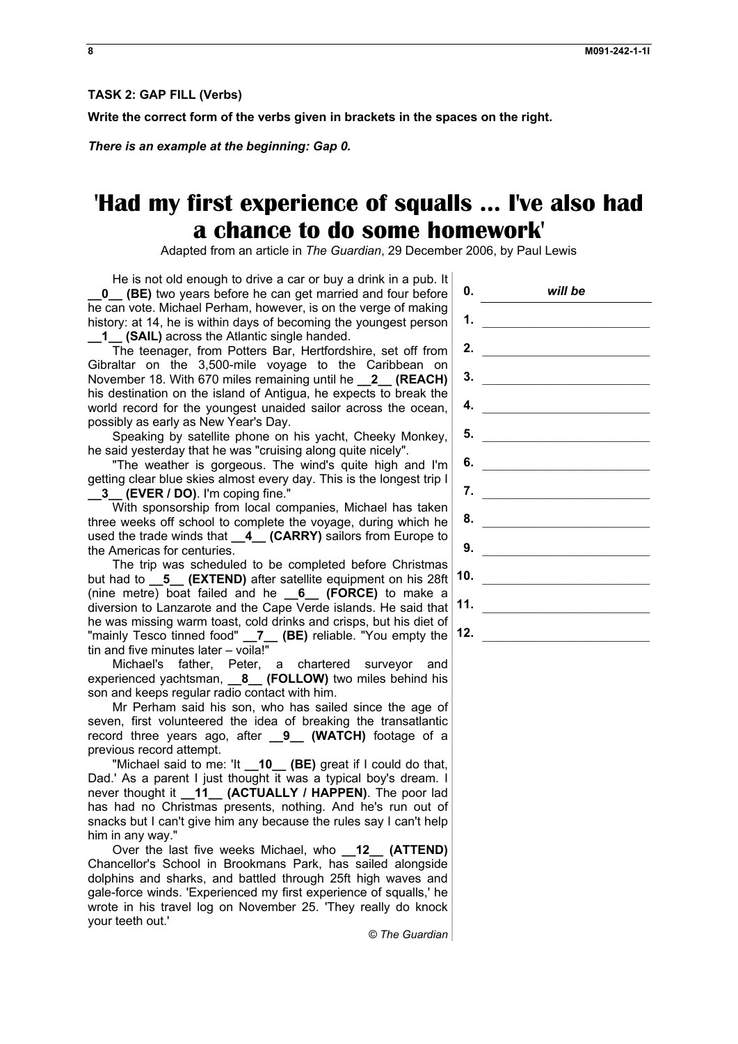**TASK 2: GAP FILL (Verbs)**

**Write the correct form of the verbs given in brackets in the spaces on the right.**

***There is an example at the beginning: Gap 0.***

# 'Had my first experience of squalls ... I've also had a chance to do some homework'

Adapted from an article in *The Guardian*, 29 December 2006, by Paul Lewis

He is not old enough to drive a car or buy a drink in a pub. It **__0__ (BE)** two years before he can get married and four before he can vote. Michael Perham, however, is on the verge of making history: at 14, he is within days of becoming the youngest person **__1__ (SAIL)** across the Atlantic single handed.

The teenager, from Potters Bar, Hertfordshire, set off from Gibraltar on the 3,500-mile voyage to the Caribbean on November 18. With 670 miles remaining until he **__2__ (REACH)** his destination on the island of Antigua, he expects to break the world record for the youngest unaided sailor across the ocean, possibly as early as New Year's Day.

Speaking by satellite phone on his yacht, Cheeky Monkey, he said yesterday that he was "cruising along quite nicely".

"The weather is gorgeous. The wind's quite high and I'm getting clear blue skies almost every day. This is the longest trip I **__3__ (EVER / DO)**. I'm coping fine."

With sponsorship from local companies, Michael has taken three weeks off school to complete the voyage, during which he used the trade winds that **__4__ (CARRY)** sailors from Europe to the Americas for centuries.

The trip was scheduled to be completed before Christmas but had to **__5__ (EXTEND)** after satellite equipment on his 28ft (nine metre) boat failed and he **__6__ (FORCE)** to make a diversion to Lanzarote and the Cape Verde islands. He said that he was missing warm toast, cold drinks and crisps, but his diet of "mainly Tesco tinned food" **__7__ (BE)** reliable. "You empty the tin and five minutes later – voila!"

Michael's father, Peter, a chartered surveyor and experienced yachtsman, **__8__ (FOLLOW)** two miles behind his son and keeps regular radio contact with him.

Mr Perham said his son, who has sailed since the age of seven, first volunteered the idea of breaking the transatlantic record three years ago, after **__9__ (WATCH)** footage of a previous record attempt.

"Michael said to me: 'It **__10__ (BE)** great if I could do that, Dad.' As a parent I just thought it was a typical boy's dream. I never thought it **__11__ (ACTUALLY / HAPPEN)**. The poor lad has had no Christmas presents, nothing. And he's run out of snacks but I can't give him any because the rules say I can't help him in any way."

Over the last five weeks Michael, who **__12__ (ATTEND)** Chancellor's School in Brookmans Park, has sailed alongside dolphins and sharks, and battled through 25ft high waves and gale-force winds. 'Experienced my first experience of squalls,' he wrote in his travel log on November 25. 'They really do knock your teeth out.'

*© The Guardian*

**0.** *will be*

**1.** ______________________

**2.** ______________________

**3.** ______________________

**4.** ______________________

**5.** ______________________

**6.** ______________________

**7.** ______________________

**8.** ______________________

**9.** ______________________

**10.** ______________________

**11.** ______________________

**12.** ______________________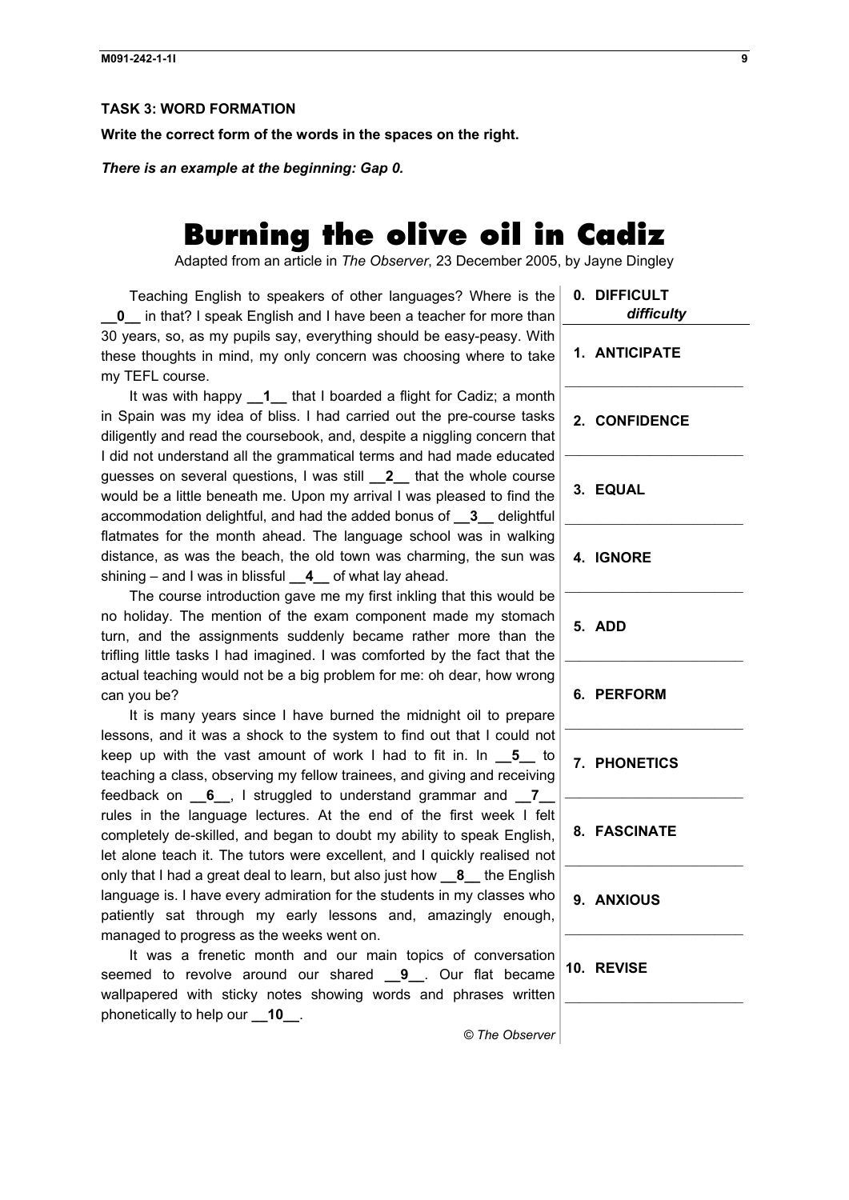**TASK 3: WORD FORMATION**

**Write the correct form of the words in the spaces on the right.**

***There is an example at the beginning: Gap 0.***

# Burning the olive oil in Cadiz

Adapted from an article in *The Observer*, 23 December 2005, by Jayne Dingley

Teaching English to speakers of other languages? Where is the __**0**__ in that? I speak English and I have been a teacher for more than 30 years, so, as my pupils say, everything should be easy-peasy. With these thoughts in mind, my only concern was choosing where to take my TEFL course.

It was with happy __**1**__ that I boarded a flight for Cadiz; a month in Spain was my idea of bliss. I had carried out the pre-course tasks diligently and read the coursebook, and, despite a niggling concern that I did not understand all the grammatical terms and had made educated guesses on several questions, I was still __**2**__ that the whole course would be a little beneath me. Upon my arrival I was pleased to find the accommodation delightful, and had the added bonus of __**3**__ delightful flatmates for the month ahead. The language school was in walking distance, as was the beach, the old town was charming, the sun was shining – and I was in blissful __**4**__ of what lay ahead.

The course introduction gave me my first inkling that this would be no holiday. The mention of the exam component made my stomach turn, and the assignments suddenly became rather more than the trifling little tasks I had imagined. I was comforted by the fact that the actual teaching would not be a big problem for me: oh dear, how wrong can you be?

It is many years since I have burned the midnight oil to prepare lessons, and it was a shock to the system to find out that I could not keep up with the vast amount of work I had to fit in. In __**5**__ to teaching a class, observing my fellow trainees, and giving and receiving feedback on __**6**__, I struggled to understand grammar and __**7**__ rules in the language lectures. At the end of the first week I felt completely de-skilled, and began to doubt my ability to speak English, let alone teach it. The tutors were excellent, and I quickly realised not only that I had a great deal to learn, but also just how __**8**__ the English language is. I have every admiration for the students in my classes who patiently sat through my early lessons and, amazingly enough, managed to progress as the weeks went on.

It was a frenetic month and our main topics of conversation seemed to revolve around our shared __**9**__. Our flat became wallpapered with sticky notes showing words and phrases written phonetically to help our __**10**__.

© The Observer

| | |
|---|---|
| **0. DIFFICULT** | *difficulty* |
| **1. ANTICIPATE** | |
| **2. CONFIDENCE** | |
| **3. EQUAL** | |
| **4. IGNORE** | |
| **5. ADD** | |
| **6. PERFORM** | |
| **7. PHONETICS** | |
| **8. FASCINATE** | |
| **9. ANXIOUS** | |
| **10. REVISE** | |